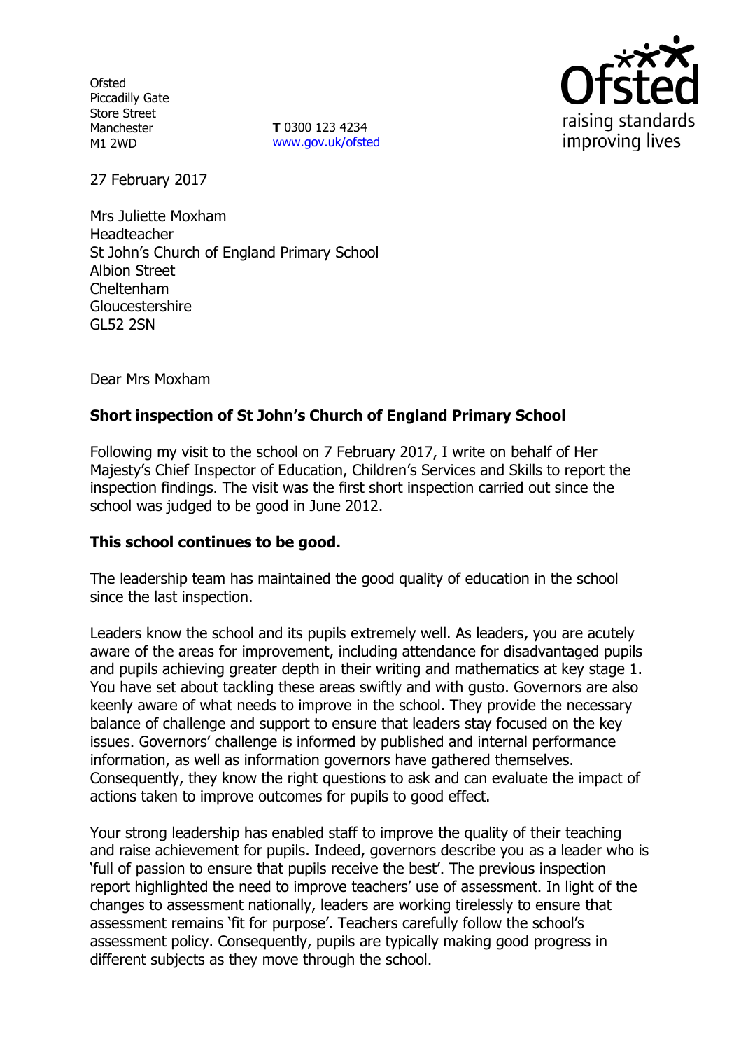Ofsted
Piccadilly Gate
Store Street
Manchester
M1 2WD

**T** 0300 123 4234
www.gov.uk/ofsted

27 February 2017

Mrs Juliette Moxham
Headteacher
St John's Church of England Primary School
Albion Street
Cheltenham
Gloucestershire
GL52 2SN

Dear Mrs Moxham

**Short inspection of St John's Church of England Primary School**

Following my visit to the school on 7 February 2017, I write on behalf of Her Majesty's Chief Inspector of Education, Children's Services and Skills to report the inspection findings. The visit was the first short inspection carried out since the school was judged to be good in June 2012.

**This school continues to be good.**

The leadership team has maintained the good quality of education in the school since the last inspection.

Leaders know the school and its pupils extremely well. As leaders, you are acutely aware of the areas for improvement, including attendance for disadvantaged pupils and pupils achieving greater depth in their writing and mathematics at key stage 1. You have set about tackling these areas swiftly and with gusto. Governors are also keenly aware of what needs to improve in the school. They provide the necessary balance of challenge and support to ensure that leaders stay focused on the key issues. Governors' challenge is informed by published and internal performance information, as well as information governors have gathered themselves. Consequently, they know the right questions to ask and can evaluate the impact of actions taken to improve outcomes for pupils to good effect.

Your strong leadership has enabled staff to improve the quality of their teaching and raise achievement for pupils. Indeed, governors describe you as a leader who is 'full of passion to ensure that pupils receive the best'. The previous inspection report highlighted the need to improve teachers' use of assessment. In light of the changes to assessment nationally, leaders are working tirelessly to ensure that assessment remains 'fit for purpose'. Teachers carefully follow the school's assessment policy. Consequently, pupils are typically making good progress in different subjects as they move through the school.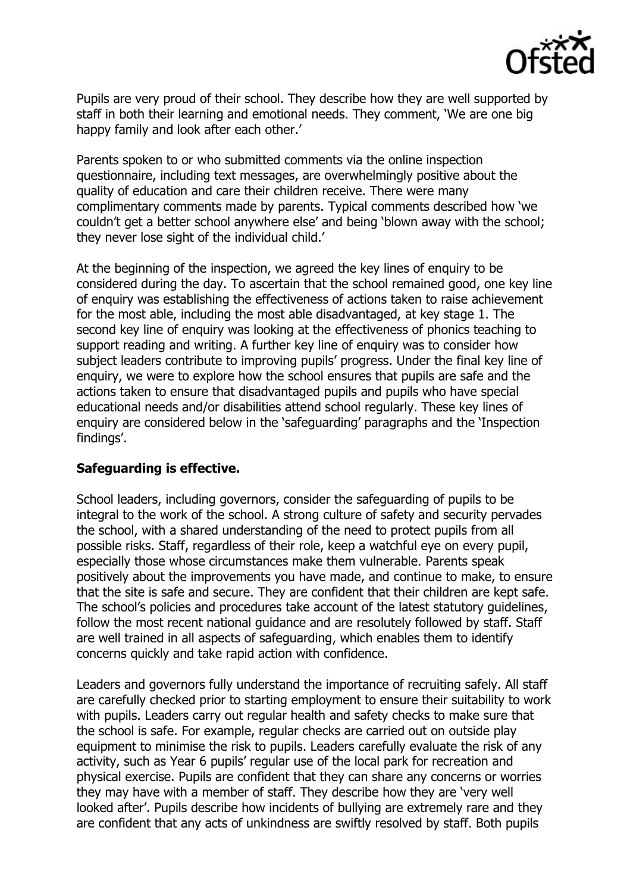Pupils are very proud of their school. They describe how they are well supported by staff in both their learning and emotional needs. They comment, 'We are one big happy family and look after each other.'

Parents spoken to or who submitted comments via the online inspection questionnaire, including text messages, are overwhelmingly positive about the quality of education and care their children receive. There were many complimentary comments made by parents. Typical comments described how 'we couldn't get a better school anywhere else' and being 'blown away with the school; they never lose sight of the individual child.'

At the beginning of the inspection, we agreed the key lines of enquiry to be considered during the day. To ascertain that the school remained good, one key line of enquiry was establishing the effectiveness of actions taken to raise achievement for the most able, including the most able disadvantaged, at key stage 1. The second key line of enquiry was looking at the effectiveness of phonics teaching to support reading and writing. A further key line of enquiry was to consider how subject leaders contribute to improving pupils' progress. Under the final key line of enquiry, we were to explore how the school ensures that pupils are safe and the actions taken to ensure that disadvantaged pupils and pupils who have special educational needs and/or disabilities attend school regularly. These key lines of enquiry are considered below in the 'safeguarding' paragraphs and the 'Inspection findings'.

**Safeguarding is effective.**

School leaders, including governors, consider the safeguarding of pupils to be integral to the work of the school. A strong culture of safety and security pervades the school, with a shared understanding of the need to protect pupils from all possible risks. Staff, regardless of their role, keep a watchful eye on every pupil, especially those whose circumstances make them vulnerable. Parents speak positively about the improvements you have made, and continue to make, to ensure that the site is safe and secure. They are confident that their children are kept safe. The school's policies and procedures take account of the latest statutory guidelines, follow the most recent national guidance and are resolutely followed by staff. Staff are well trained in all aspects of safeguarding, which enables them to identify concerns quickly and take rapid action with confidence.

Leaders and governors fully understand the importance of recruiting safely. All staff are carefully checked prior to starting employment to ensure their suitability to work with pupils. Leaders carry out regular health and safety checks to make sure that the school is safe. For example, regular checks are carried out on outside play equipment to minimise the risk to pupils. Leaders carefully evaluate the risk of any activity, such as Year 6 pupils' regular use of the local park for recreation and physical exercise. Pupils are confident that they can share any concerns or worries they may have with a member of staff. They describe how they are 'very well looked after'. Pupils describe how incidents of bullying are extremely rare and they are confident that any acts of unkindness are swiftly resolved by staff. Both pupils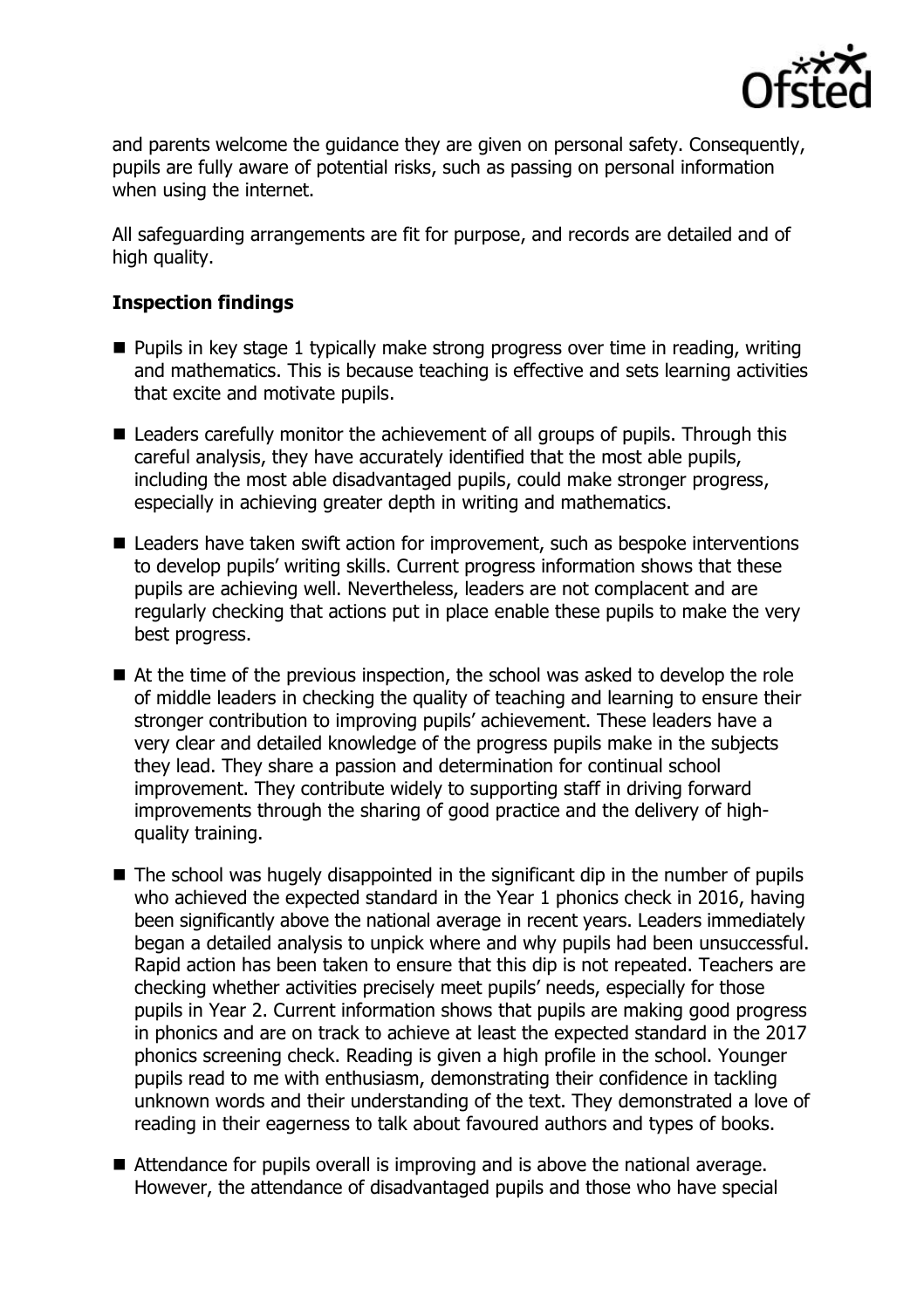and parents welcome the guidance they are given on personal safety. Consequently, pupils are fully aware of potential risks, such as passing on personal information when using the internet.

All safeguarding arrangements are fit for purpose, and records are detailed and of high quality.

### Inspection findings

- Pupils in key stage 1 typically make strong progress over time in reading, writing and mathematics. This is because teaching is effective and sets learning activities that excite and motivate pupils.
- Leaders carefully monitor the achievement of all groups of pupils. Through this careful analysis, they have accurately identified that the most able pupils, including the most able disadvantaged pupils, could make stronger progress, especially in achieving greater depth in writing and mathematics.
- Leaders have taken swift action for improvement, such as bespoke interventions to develop pupils' writing skills. Current progress information shows that these pupils are achieving well. Nevertheless, leaders are not complacent and are regularly checking that actions put in place enable these pupils to make the very best progress.
- At the time of the previous inspection, the school was asked to develop the role of middle leaders in checking the quality of teaching and learning to ensure their stronger contribution to improving pupils' achievement. These leaders have a very clear and detailed knowledge of the progress pupils make in the subjects they lead. They share a passion and determination for continual school improvement. They contribute widely to supporting staff in driving forward improvements through the sharing of good practice and the delivery of high-quality training.
- The school was hugely disappointed in the significant dip in the number of pupils who achieved the expected standard in the Year 1 phonics check in 2016, having been significantly above the national average in recent years. Leaders immediately began a detailed analysis to unpick where and why pupils had been unsuccessful. Rapid action has been taken to ensure that this dip is not repeated. Teachers are checking whether activities precisely meet pupils' needs, especially for those pupils in Year 2. Current information shows that pupils are making good progress in phonics and are on track to achieve at least the expected standard in the 2017 phonics screening check. Reading is given a high profile in the school. Younger pupils read to me with enthusiasm, demonstrating their confidence in tackling unknown words and their understanding of the text. They demonstrated a love of reading in their eagerness to talk about favoured authors and types of books.
- Attendance for pupils overall is improving and is above the national average. However, the attendance of disadvantaged pupils and those who have special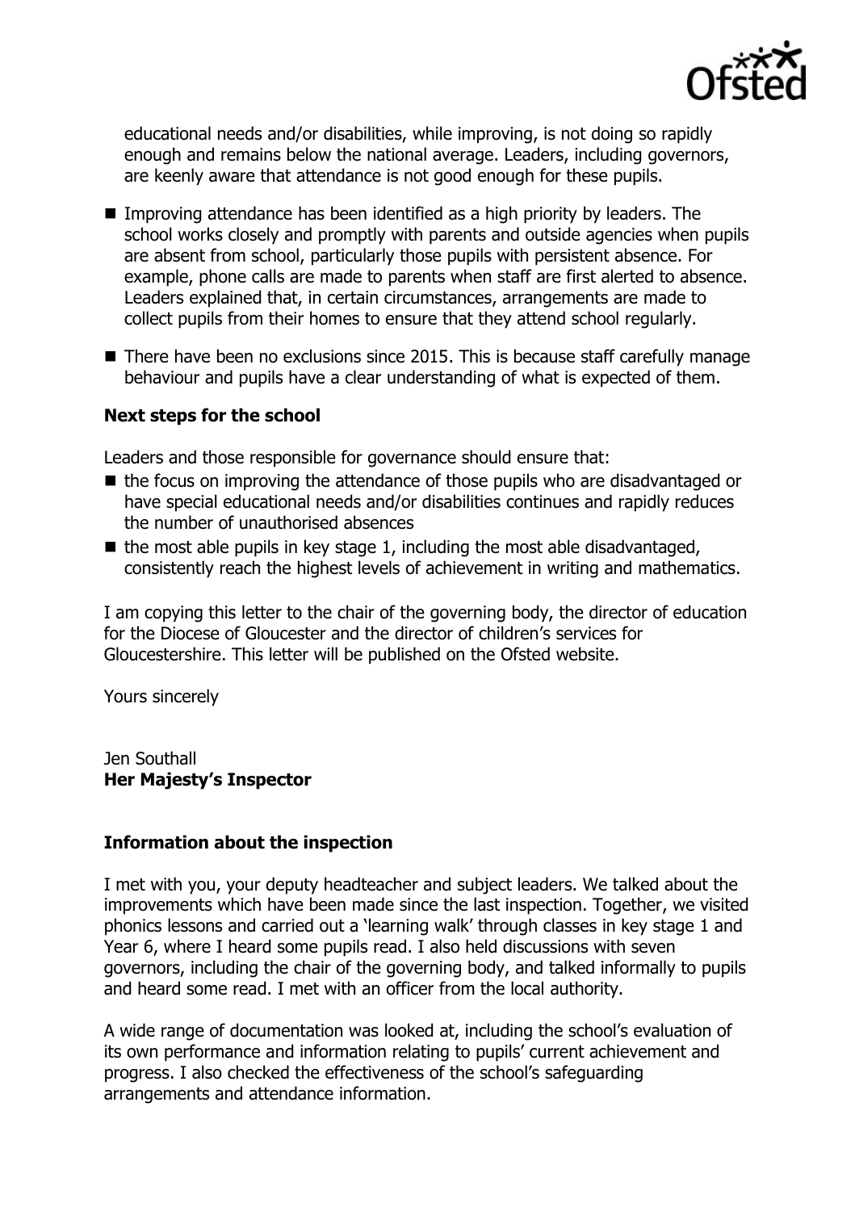educational needs and/or disabilities, while improving, is not doing so rapidly enough and remains below the national average. Leaders, including governors, are keenly aware that attendance is not good enough for these pupils.

- Improving attendance has been identified as a high priority by leaders. The school works closely and promptly with parents and outside agencies when pupils are absent from school, particularly those pupils with persistent absence. For example, phone calls are made to parents when staff are first alerted to absence. Leaders explained that, in certain circumstances, arrangements are made to collect pupils from their homes to ensure that they attend school regularly.
- There have been no exclusions since 2015. This is because staff carefully manage behaviour and pupils have a clear understanding of what is expected of them.

### Next steps for the school

Leaders and those responsible for governance should ensure that:

- the focus on improving the attendance of those pupils who are disadvantaged or have special educational needs and/or disabilities continues and rapidly reduces the number of unauthorised absences
- the most able pupils in key stage 1, including the most able disadvantaged, consistently reach the highest levels of achievement in writing and mathematics.

I am copying this letter to the chair of the governing body, the director of education for the Diocese of Gloucester and the director of children's services for Gloucestershire. This letter will be published on the Ofsted website.

Yours sincerely

Jen Southall
**Her Majesty's Inspector**

### Information about the inspection

I met with you, your deputy headteacher and subject leaders. We talked about the improvements which have been made since the last inspection. Together, we visited phonics lessons and carried out a 'learning walk' through classes in key stage 1 and Year 6, where I heard some pupils read. I also held discussions with seven governors, including the chair of the governing body, and talked informally to pupils and heard some read. I met with an officer from the local authority.

A wide range of documentation was looked at, including the school's evaluation of its own performance and information relating to pupils' current achievement and progress. I also checked the effectiveness of the school's safeguarding arrangements and attendance information.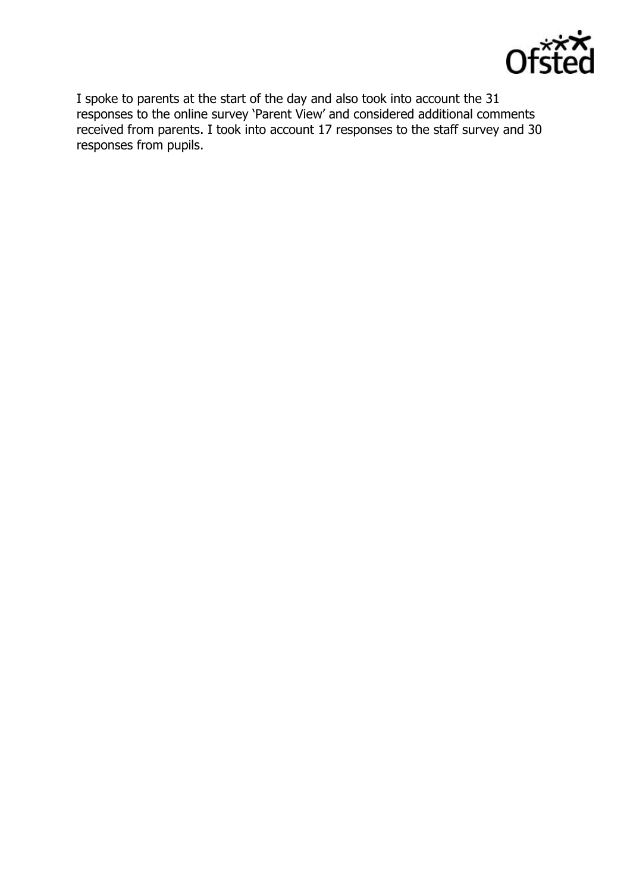I spoke to parents at the start of the day and also took into account the 31 responses to the online survey 'Parent View' and considered additional comments received from parents. I took into account 17 responses to the staff survey and 30 responses from pupils.